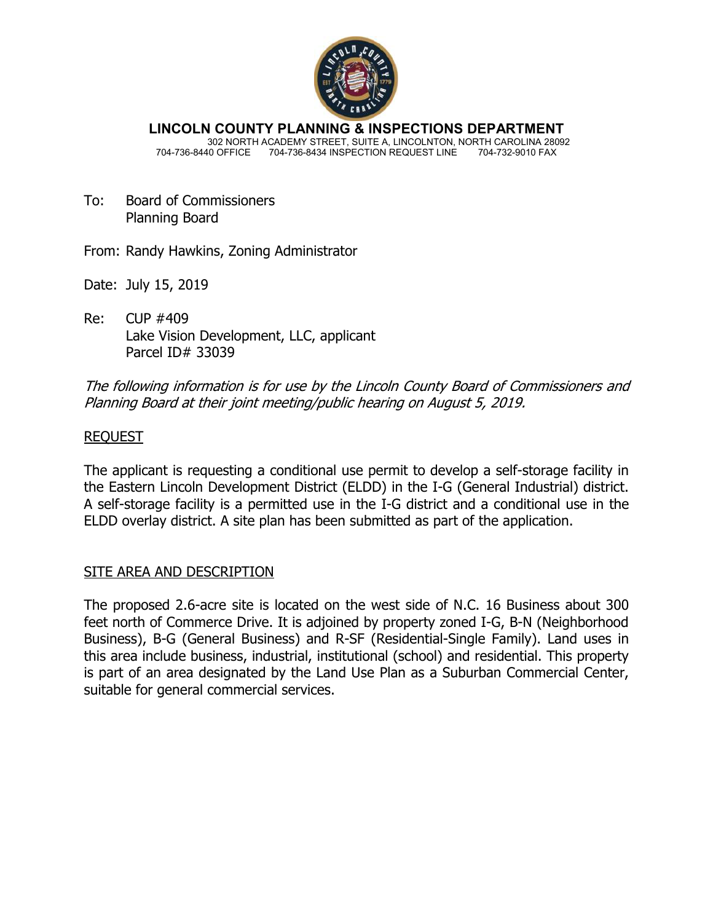**LINCOLN COUNTY PLANNING & INSPECTIONS DEPARTMENT**

302 NORTH ACADEMY STREET, SUITE A, LINCOLNTON, NORTH CAROLINA 28092
704-736-8440 OFFICE   704-736-8434 INSPECTION REQUEST LINE   704-732-9010 FAX

To: Board of Commissioners
Planning Board

From: Randy Hawkins, Zoning Administrator

Date: July 15, 2019

Re: CUP #409
Lake Vision Development, LLC, applicant
Parcel ID# 33039

*The following information is for use by the Lincoln County Board of Commissioners and Planning Board at their joint meeting/public hearing on August 5, 2019.*

## REQUEST

The applicant is requesting a conditional use permit to develop a self-storage facility in the Eastern Lincoln Development District (ELDD) in the I-G (General Industrial) district. A self-storage facility is a permitted use in the I-G district and a conditional use in the ELDD overlay district. A site plan has been submitted as part of the application.

## SITE AREA AND DESCRIPTION

The proposed 2.6-acre site is located on the west side of N.C. 16 Business about 300 feet north of Commerce Drive. It is adjoined by property zoned I-G, B-N (Neighborhood Business), B-G (General Business) and R-SF (Residential-Single Family). Land uses in this area include business, industrial, institutional (school) and residential. This property is part of an area designated by the Land Use Plan as a Suburban Commercial Center, suitable for general commercial services.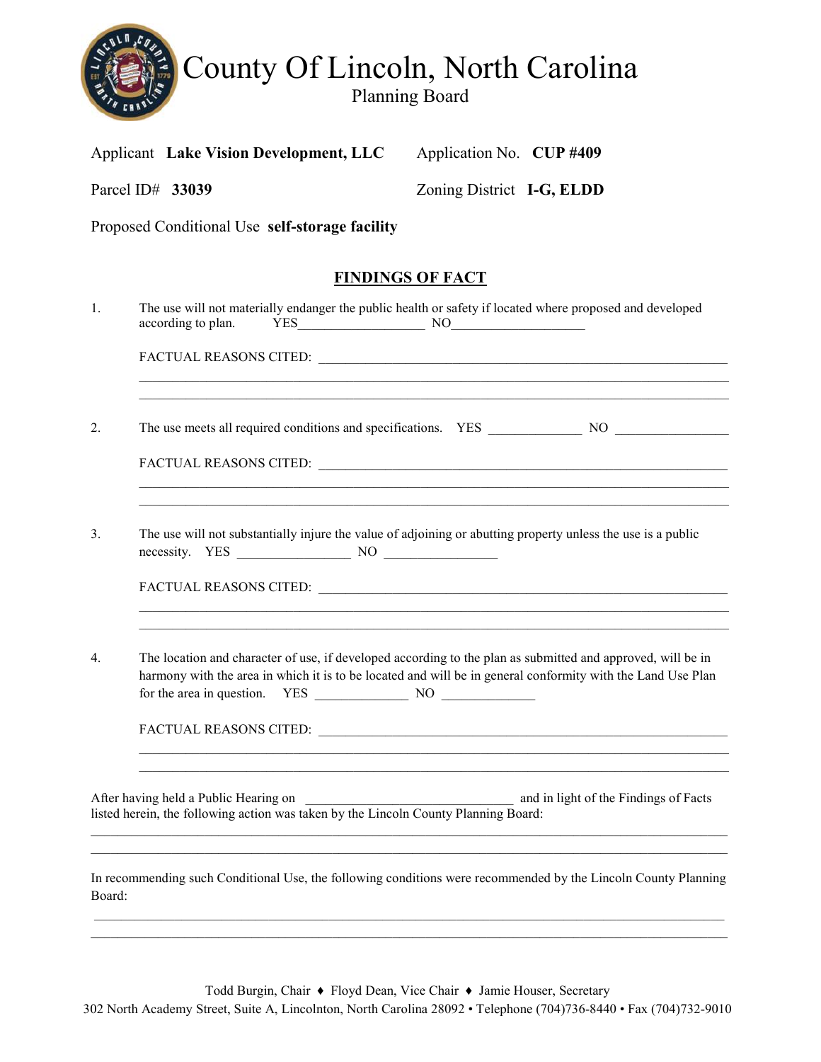# County Of Lincoln, North Carolina

## Planning Board

Applicant **Lake Vision Development, LLC** Application No. **CUP #409**

Parcel ID# **33039** Zoning District **I-G, ELDD**

Proposed Conditional Use **self-storage facility**

## FINDINGS OF FACT

1. The use will not materially endanger the public health or safety if located where proposed and developed according to plan. YES___________________ NO____________________

   FACTUAL REASONS CITED: ______________________________________________________________
   ________________________________________________________________________________
   ________________________________________________________________________________

2. The use meets all required conditions and specifications. YES ______________ NO _________________

   FACTUAL REASONS CITED: ______________________________________________________________
   ________________________________________________________________________________
   ________________________________________________________________________________

3. The use will not substantially injure the value of adjoining or abutting property unless the use is a public necessity. YES _________________ NO _________________

   FACTUAL REASONS CITED: ______________________________________________________________
   ________________________________________________________________________________
   ________________________________________________________________________________

4. The location and character of use, if developed according to the plan as submitted and approved, will be in harmony with the area in which it is to be located and will be in general conformity with the Land Use Plan for the area in question. YES ______________ NO ______________

   FACTUAL REASONS CITED: ______________________________________________________________
   ________________________________________________________________________________
   ________________________________________________________________________________

After having held a Public Hearing on ________________________________ and in light of the Findings of Facts listed herein, the following action was taken by the Lincoln County Planning Board:

____________________________________________________________________________________
____________________________________________________________________________________

In recommending such Conditional Use, the following conditions were recommended by the Lincoln County Planning Board:

____________________________________________________________________________________
____________________________________________________________________________________

Todd Burgin, Chair ♦ Floyd Dean, Vice Chair ♦ Jamie Houser, Secretary
302 North Academy Street, Suite A, Lincolnton, North Carolina 28092 • Telephone (704)736-8440 • Fax (704)732-9010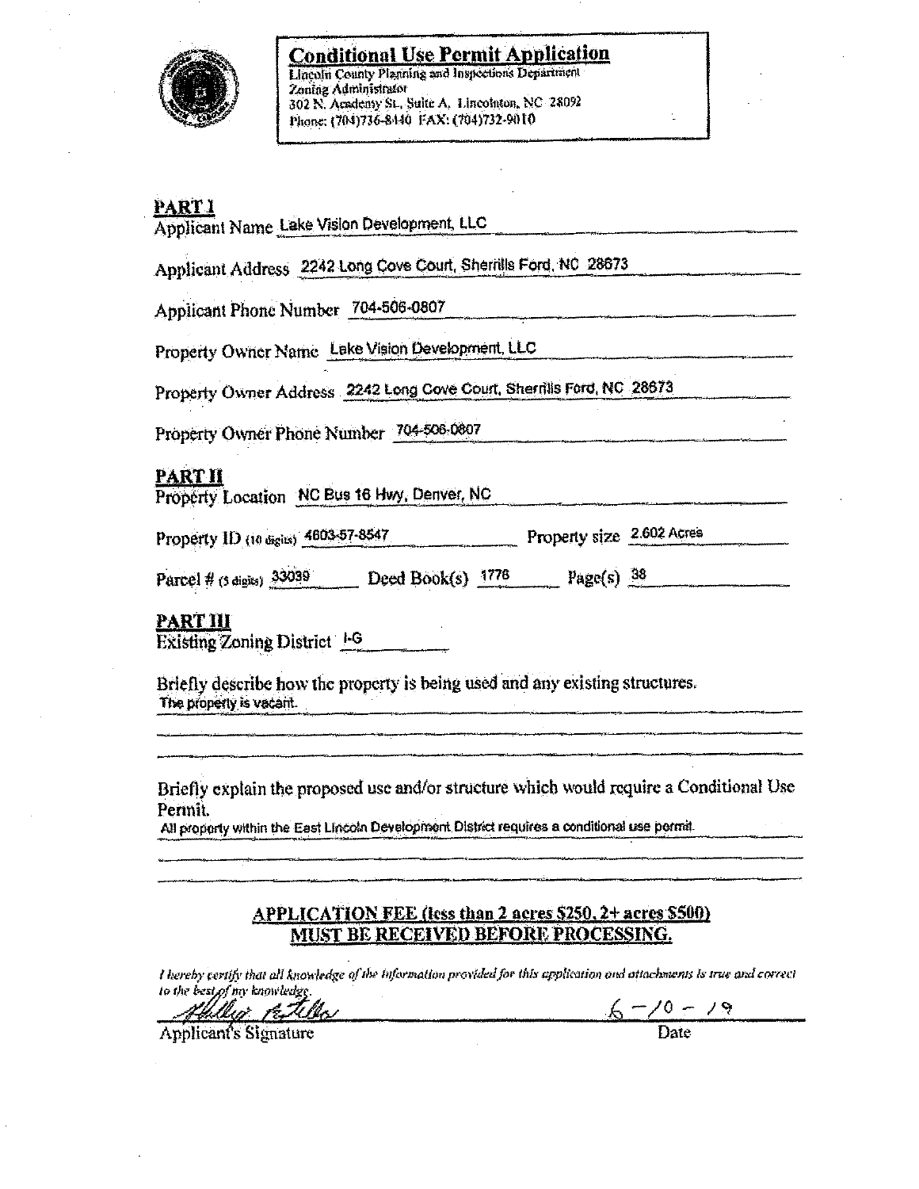## Conditional Use Permit Application

Lincoln County Planning and Inspections Department
Zoning Administrator
302 N. Academy St., Suite A, Lincolnton, NC 28092
Phone: (704)736-8440 FAX: (704)732-9010

### PART I

Applicant Name Lake Vision Development, LLC

Applicant Address 2242 Long Cove Court, Sherrills Ford, NC 28673

Applicant Phone Number 704-506-0807

Property Owner Name Lake Vision Development, LLC

Property Owner Address 2242 Long Cove Court, Sherrills Ford, NC 28673

Property Owner Phone Number 704-506-0807

### PART II

Property Location NC Bus 16 Hwy, Denver, NC

Property ID (10 digits) 4603-57-8547 Property size 2.602 Acres

Parcel # (5 digits) 33039 Deed Book(s) 1776 Page(s) 38

### PART III

Existing Zoning District I-G

Briefly describe how the property is being used and any existing structures.
The property is vacant.

Briefly explain the proposed use and/or structure which would require a Conditional Use Permit.
All property within the East Lincoln Development District requires a conditional use permit.

**APPLICATION FEE (less than 2 acres $250, 2+ acres $500) MUST BE RECEIVED BEFORE PROCESSING.**

*I hereby certify that all knowledge of the information provided for this application and attachments is true and correct to the best of my knowledge.*

Applicant's Signature: [signature] Date: 6-10-19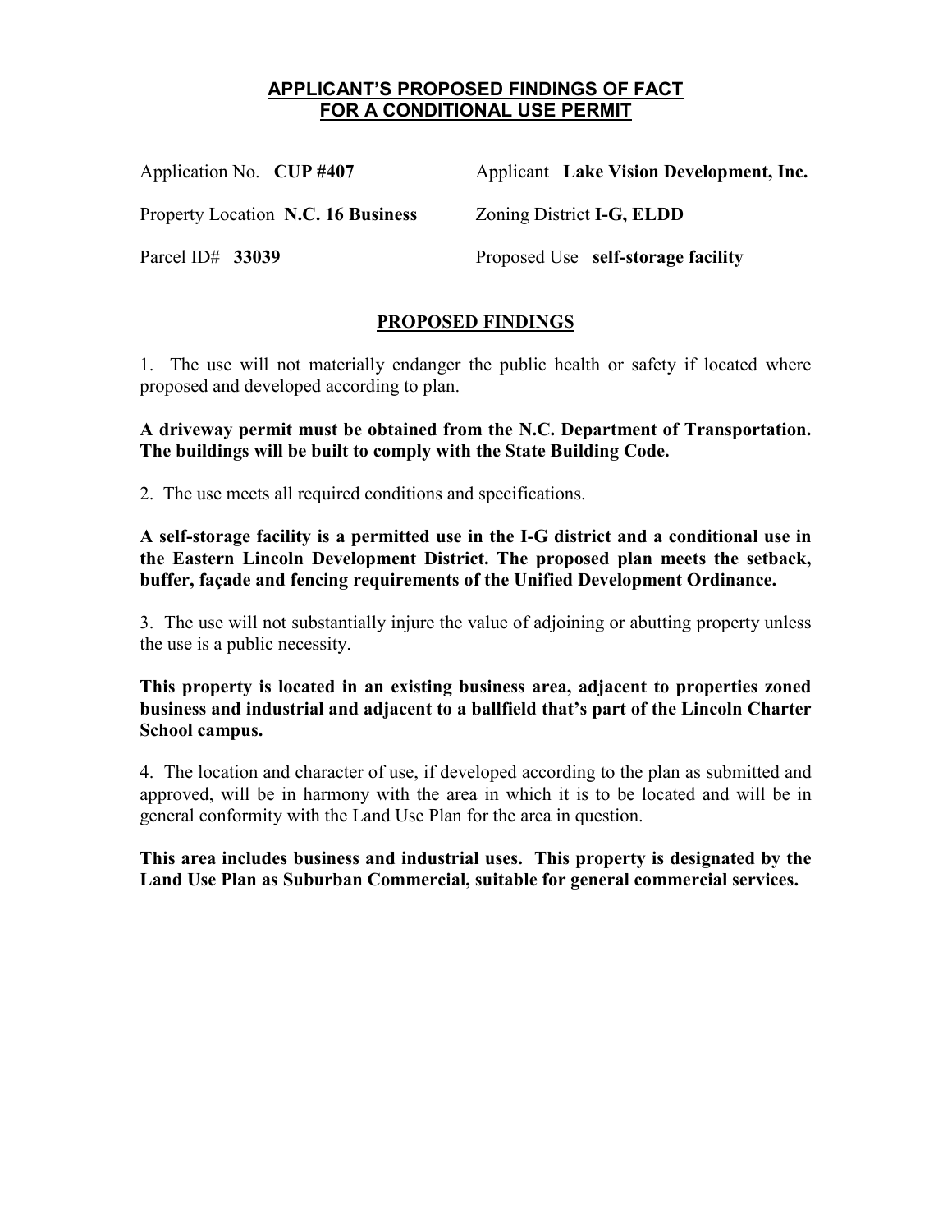# APPLICANT'S PROPOSED FINDINGS OF FACT FOR A CONDITIONAL USE PERMIT

Application No. **CUP #407**

Applicant **Lake Vision Development, Inc.**

Property Location **N.C. 16 Business**

Zoning District **I-G, ELDD**

Parcel ID# **33039**

Proposed Use **self-storage facility**

## PROPOSED FINDINGS

1. The use will not materially endanger the public health or safety if located where proposed and developed according to plan.

**A driveway permit must be obtained from the N.C. Department of Transportation. The buildings will be built to comply with the State Building Code.**

2. The use meets all required conditions and specifications.

**A self-storage facility is a permitted use in the I-G district and a conditional use in the Eastern Lincoln Development District. The proposed plan meets the setback, buffer, façade and fencing requirements of the Unified Development Ordinance.**

3. The use will not substantially injure the value of adjoining or abutting property unless the use is a public necessity.

**This property is located in an existing business area, adjacent to properties zoned business and industrial and adjacent to a ballfield that's part of the Lincoln Charter School campus.**

4. The location and character of use, if developed according to the plan as submitted and approved, will be in harmony with the area in which it is to be located and will be in general conformity with the Land Use Plan for the area in question.

**This area includes business and industrial uses. This property is designated by the Land Use Plan as Suburban Commercial, suitable for general commercial services.**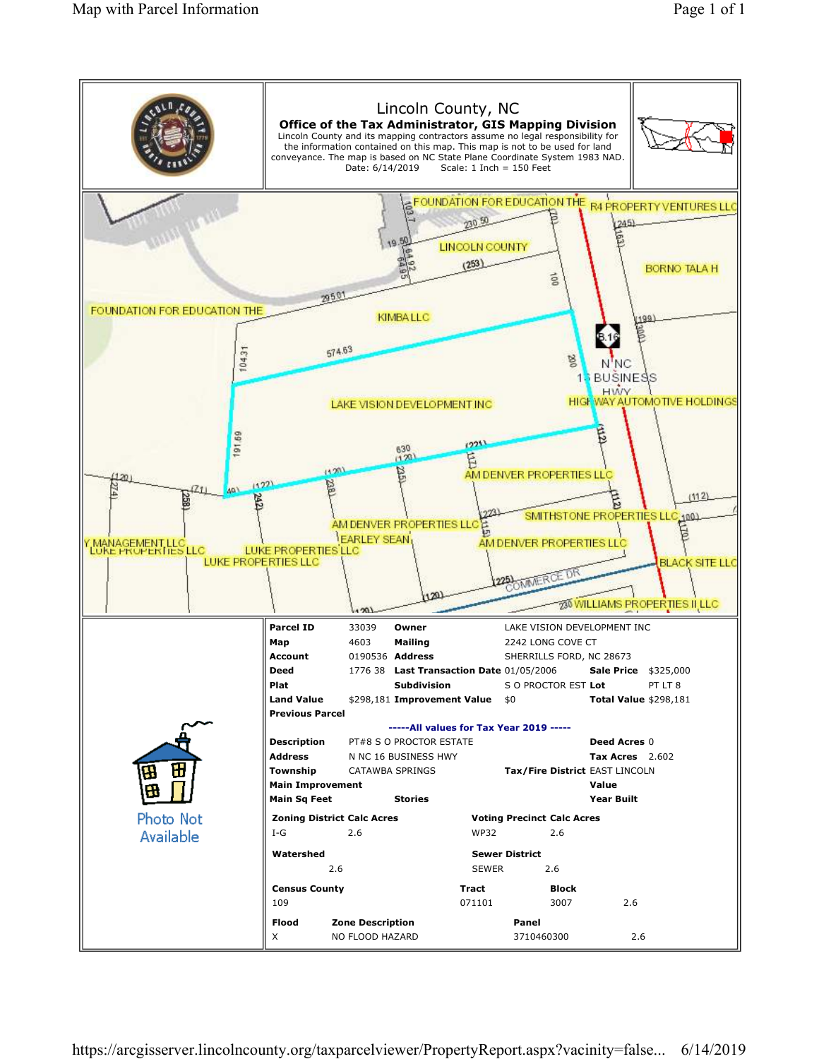# Lincoln County, NC

**Office of the Tax Administrator, GIS Mapping Division**

Lincoln County and its mapping contractors assume no legal responsibility for the information contained on this map. This map is not to be used for land conveyance. The map is based on NC State Plane Coordinate System 1983 NAD.

Date: 6/14/2019    Scale: 1 Inch = 150 Feet

FOUNDATION FOR EDUCATION THE
R4 PROPERTY VENTURES LLC
LINCOLN COUNTY
BORNO TALA H
FOUNDATION FOR EDUCATION THE
KIMBA LLC
N NC 16 BUSINESS HWY
LAKE VISION DEVELOPMENT INC
HIGHWAY AUTOMOTIVE HOLDINGS
AM DENVER PROPERTIES LLC
SMITHSTONE PROPERTIES LLC
AM DENVER PROPERTIES LLC
EARLEY SEAN
AM DENVER PROPERTIES LLC
Y MANAGEMENT LLC
LUKE PROPERTIES LLC
LUKE PROPERTIES LLC
LUKE PROPERTIES LLC
BLACK SITE LLC
COMMERCE DR
WILLIAMS PROPERTIES II LLC

Photo Not Available

| | | | | | |
|---|---|---|---|---|---|
| **Parcel ID** | 33039 | **Owner** | LAKE VISION DEVELOPMENT INC | | |
| **Map** | 4603 | **Mailing** | 2242 LONG COVE CT | | |
| **Account** | 0190536 | **Address** | SHERRILLS FORD, NC 28673 | | |
| **Deed** | 1776 38 | **Last Transaction Date** | 01/05/2006 | **Sale Price** | $325,000 |
| **Plat** | | **Subdivision** | S O PROCTOR EST | **Lot** | PT LT 8 |
| **Land Value** | $298,181 | **Improvement Value** | $0 | **Total Value** | $298,181 |
| **Previous Parcel** | | | | | |

**-----All values for Tax Year 2019 -----**

| | | | |
|---|---|---|---|
| **Description** | PT#8 S O PROCTOR ESTATE | **Deed Acres** | 0 |
| **Address** | N NC 16 BUSINESS HWY | **Tax Acres** | 2.602 |
| **Township** | CATAWBA SPRINGS | **Tax/Fire District** | EAST LINCOLN |
| **Main Improvement** | | **Value** | |
| **Main Sq Feet** | **Stories** | **Year Built** | |

| **Zoning District** | **Calc Acres** | **Voting Precinct** | **Calc Acres** |
|---|---|---|---|
| I-G | 2.6 | WP32 | 2.6 |

| **Watershed** | | **Sewer District** | |
|---|---|---|---|
| | 2.6 | SEWER | 2.6 |

| **Census County** | **Tract** | **Block** | |
|---|---|---|---|
| 109 | 071101 | 3007 | 2.6 |

| **Flood** | **Zone Description** | **Panel** | |
|---|---|---|---|
| X | NO FLOOD HAZARD | 3710460300 | 2.6 |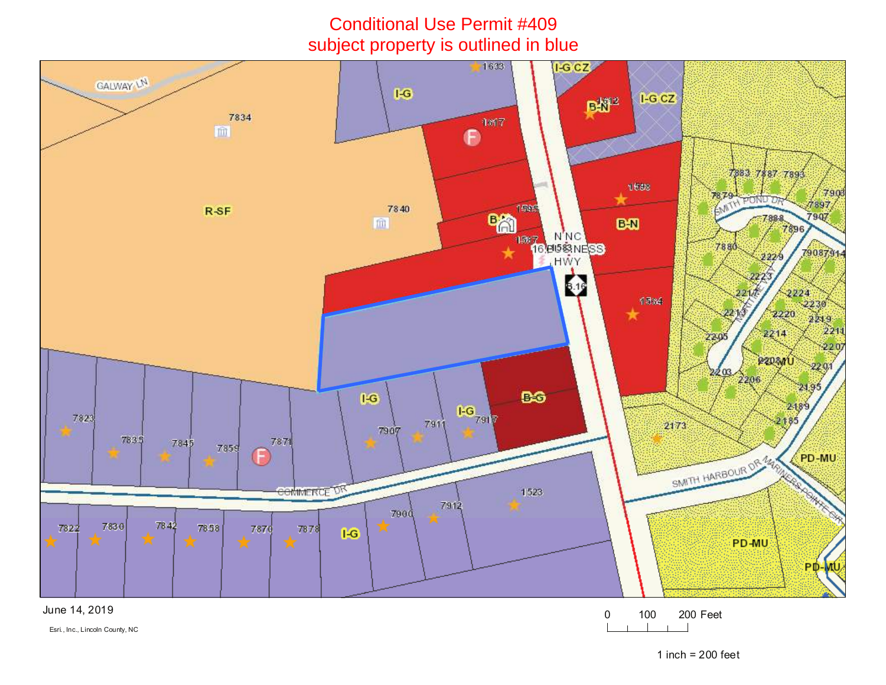# Conditional Use Permit #409
## subject property is outlined in blue

June 14, 2019

Esri, Inc., Lincoln County, NC

0 100 200 Feet

1 inch = 200 feet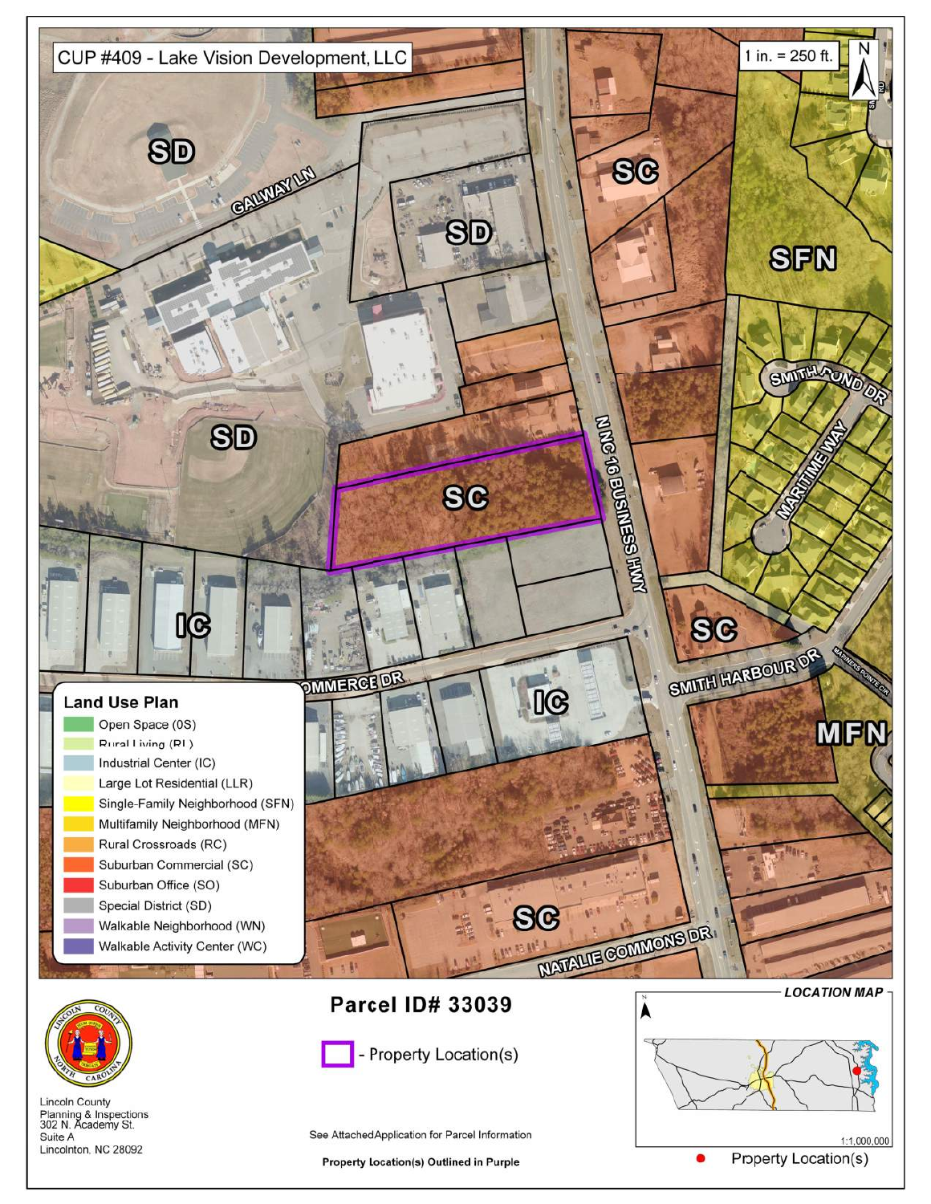# CUP #409 - Lake Vision Development, LLC

1 in. = 250 ft.

SD

GALWAY LN

SD

SC

SFN

SMITH POND DR

MARITIME WAY

SD

SC

N NC 16 BUSINESS HWY

IC

COMMERCE DR

IC

SC

SMITH HARBOUR DR

MARINERS POINTE CIR

MFN

SC

NATALIE COMMONS DR

**Land Use Plan**

- Open Space (0S)
- Rural Living (RL)
- Industrial Center (IC)
- Large Lot Residential (LLR)
- Single-Family Neighborhood (SFN)
- Multifamily Neighborhood (MFN)
- Rural Crossroads (RC)
- Suburban Commercial (SC)
- Suburban Office (SO)
- Special District (SD)
- Walkable Neighborhood (WN)
- Walkable Activity Center (WC)

## Parcel ID# 33039

- Property Location(s)

LOCATION MAP

1:1,000,000

Property Location(s)

Lincoln County
Planning & Inspections
302 N. Academy St.
Suite A
Lincolnton, NC 28092

See Attached Application for Parcel Information

**Property Location(s) Outlined in Purple**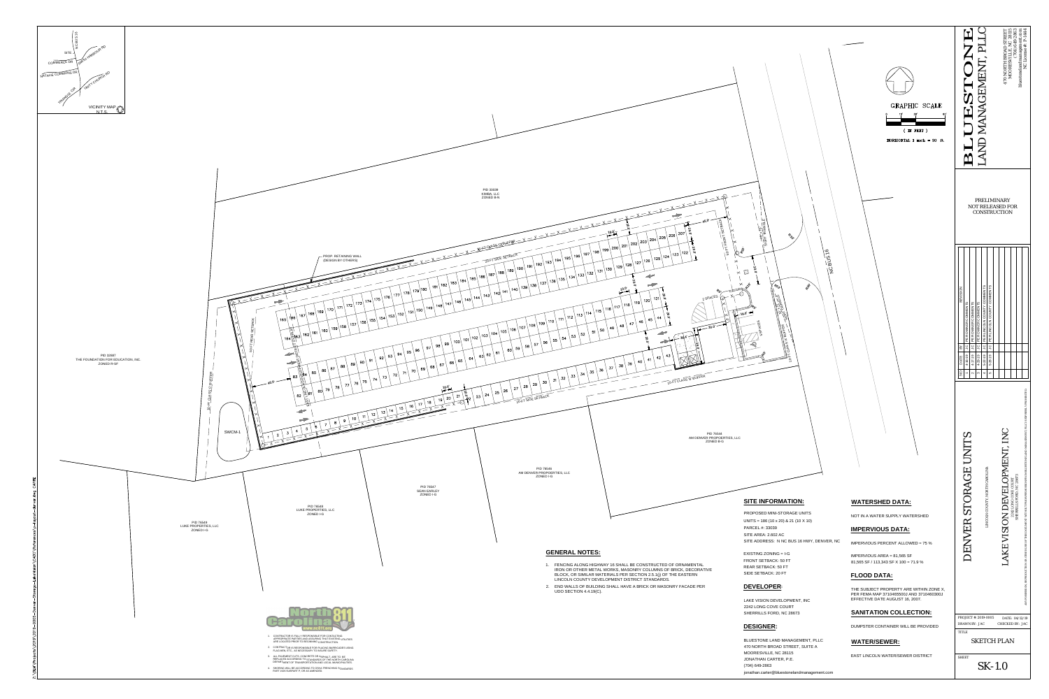BLUESTONE
LAND MANAGEMENT, PLLC

470 NORTH BROAD STREET
MOORESVILLE, NC 28115
(704) 649-2863
Bluestonelandmanagement.com
NC License # P-1444

PRELIMINARY
NOT RELEASED FOR
CONSTRUCTION

| NO. | DATE | BY | REVISION |
|---|---|---|---|
| 1 | 3/6/19 | JC | PER PLANNING COMMENTS |
| 2 | 4/1/19 | JC | PER PLANNING COMMENTS |
| 3 | 4/24/19 | JC | PER PLANNING COMMENTS |
| 4 | 5/20/19 | JC | PER LINCOLN COUNTY COMMENTS |
| 5 | 5/31/19 | JC | PER LINCOLN COUNTY COMMENTS |

DENVER STORAGE UNITS

LINCOLN COUNTY, NORTH CAROLINA

LAKE VISION DEVELOPMENT, INC
2242 LONG COVE COURT
SHERRILLS FORD, NC 28673

PROJECT #: 2019-0005 DATE: 04/12/19
DRAWN BY: JAC CHECKED BY: JAC

TITLE
SKETCH PLAN

SHEET
SK-1.0

GRAPHIC SCALE
( IN FEET )
HORIZONTAL 1 inch = 30 ft.

VICINITY MAP
N.T.S.

## SITE INFORMATION:

PROPOSED MINI-STORAGE UNITS
UNITS = 186 (10 x 20) & 21 (10 X 10)
PARCEL #: 33039
SITE AREA: 2.602 AC
SITE ADDRESS: N NC BUS 16 HWY, DENVER, NC

EXISTING ZONING = I-G
FRONT SETBACK: 50 FT
REAR SETBACK: 50 FT
SIDE SETBACK: 20 FT

## DEVELOPER:

LAKE VISION DEVELOPMENT, INC
2242 LONG COVE COURT
SHERRILLS FORD, NC 28673

## DESIGNER:

BLUESTONE LAND MANAGEMENT, PLLC
470 NORTH BROAD STREET, SUITE A
MOORESVILLE, NC 28115
JONATHAN CARTER, P.E.
(704) 649-2863
jonathan.carter@bluestonelandmanagement.com

## WATERSHED DATA:

NOT IN A WATER SUPPLY WATERSHED

## IMPERVIOUS DATA:

IMPERVIOUS PERCENT ALLOWED = 75 %

IMPERVIOUS AREA = 81,565 SF
81,565 SF / 113,343 SF X 100 = 71.9 %

## FLOOD DATA:

THE SUBJECT PROPERTY ARE WITHIN ZONE X, PER FEMA MAP 3710465500J AND 3710460300J EFFECTIVE DATE AUGUST 16, 2007.

## SANITATION COLLECTION:

DUMPSTER CONTAINER WILL BE PROVIDED

## WATER/SEWER:

EAST LINCOLN WATER/SEWER DISTRICT

## GENERAL NOTES:

1. FENCING ALONG HIGHWAY 16 SHALL BE CONSTRUCTED OF ORNAMENTAL IRON OR OTHER METAL WORKS, MASONRY COLUMNS OF BRICK, DECORATIVE BLOCK, OR SIMILAR MATERIALS PER SECTION 2.5.1(J) OF THE EASTERN LINCOLN COUNTY DEVELOPMENT DISTRICT STANDARDS.
2. END WALLS OF BUILDING SHALL HAVE A BRICK OR MASONRY FACADE PER UDO SECTION 4.4.19(C).

North Carolina 811
www.nc811.org

1. CONTRACTOR IS FULLY RESPONSIBLE FOR CONTACTING APPROPRIATE PARTIES AND ASSURING THAT EXISTING UTILITIES ARE LOCATED PRIOR TO BEGINNING CONSTRUCTION.
2. CONTRACTOR IS RESPONSIBLE FOR PLACING BARRICADES USING FLAGGERS, ETC., AS NECESSARY TO INSURE SAFETY.
3. ALL PAVEMENT CUTS, CONCRETE OR ASPHALT, ARE TO BE REPLACED ACCORDING TO STANDARDS OF THE NORTH CAROLINA DEPARTMENT OF TRANSPORTATION AND LOCAL MUNICIPALITIES.
4. SHORING WILL BE ACCORDING TO OSHA TRENCHING STANDARDS PART 1926 SUBPART P, OR AS AMENDED.

PID 33039
KIMBA, LLC
ZONED B-N

PID 32687
THE FOUNDATION FOR EDUCATION, INC.
ZONED R-SF

PID 76544
AM DENVER PROPERTIES, LLC
ZONED B-G

PID 76546
AM DENVER PROPERTIES, LLC
ZONED I-G

PID 76547
SEAN EARLEY
ZONED I-G

PID 76548
LUKE PROPERTIES, LLC
ZONED I-G

PID 76549
LUKE PROPERTIES, LLC
ZONED I-G

NC BUS 16

PROP. RETAINING WALL (DESIGN BY OTHERS)

SWCM-1

20 FT SIDE SETBACK

50 FT REAR SETBACK

10 FT CLASS 'B' BUFFER

2 SPACES

VIP ACCES